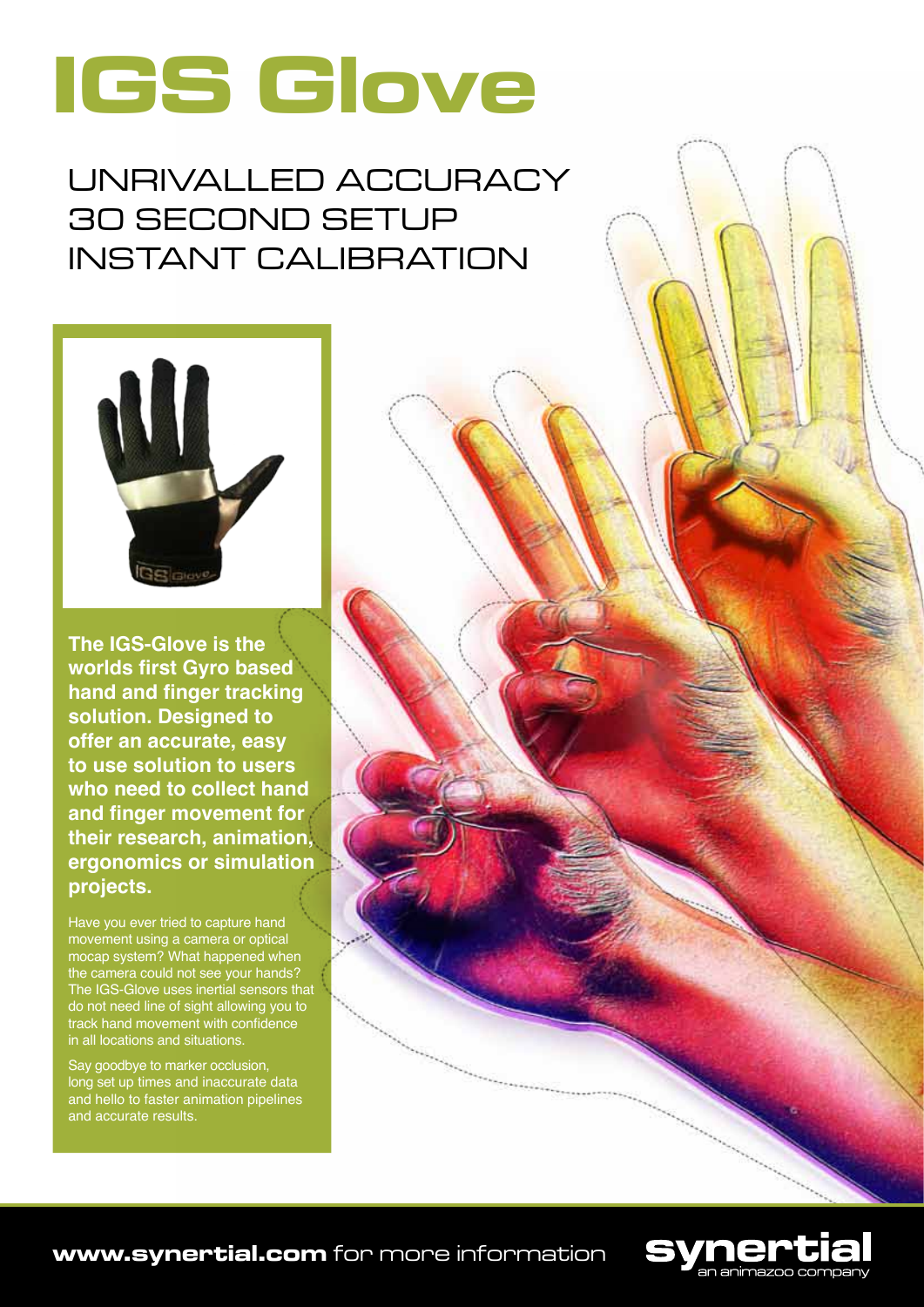# IGS Glove

## UNRIVALLED ACCURACY
## 30 SECOND SETUP
## INSTANT CALIBRATION

**The IGS-Glove is the worlds first Gyro based hand and finger tracking solution. Designed to offer an accurate, easy to use solution to users who need to collect hand and finger movement for their research, animation, ergonomics or simulation projects.**

Have you ever tried to capture hand movement using a camera or optical mocap system? What happened when the camera could not see your hands? The IGS-Glove uses inertial sensors that do not need line of sight allowing you to track hand movement with confidence in all locations and situations.

Say goodbye to marker occlusion, long set up times and inaccurate data and hello to faster animation pipelines and accurate results.

**www.synertial.com** for more information

synertial — an animazoo company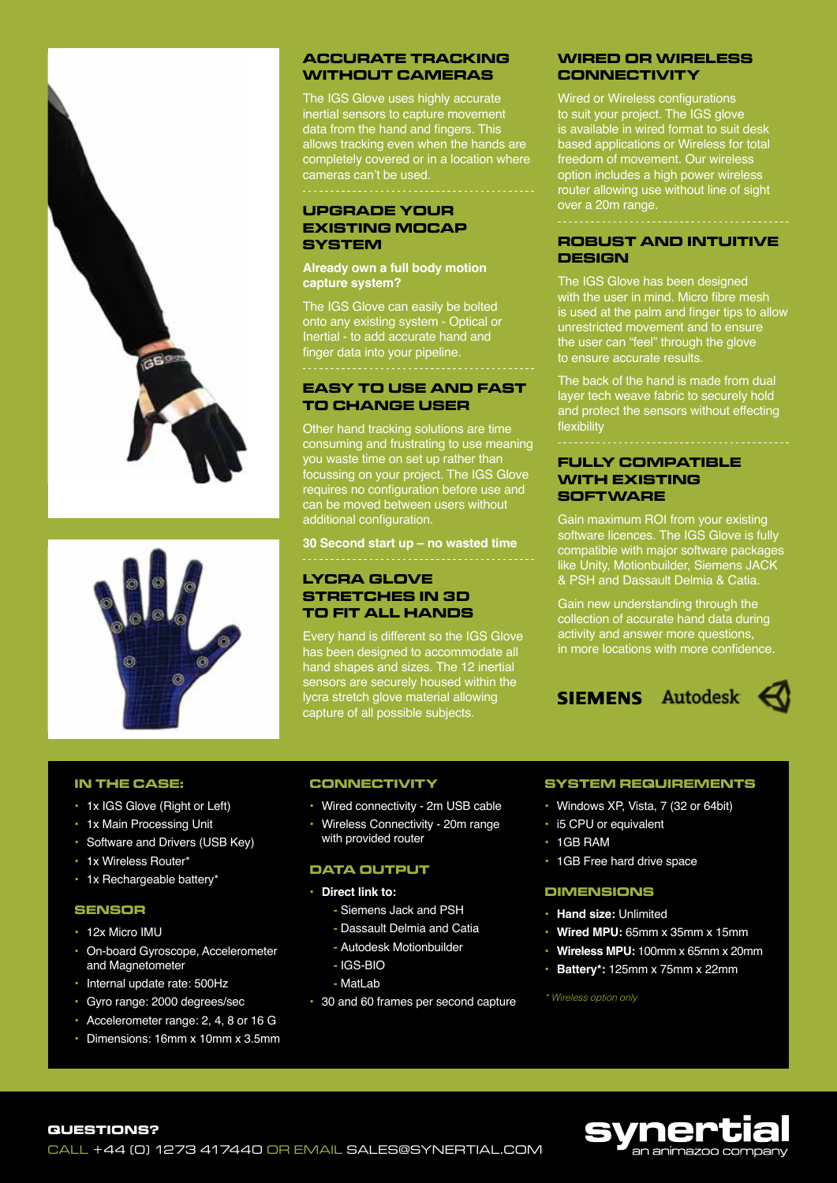## ACCURATE TRACKING WITHOUT CAMERAS

The IGS Glove uses highly accurate inertial sensors to capture movement data from the hand and fingers. This allows tracking even when the hands are completely covered or in a location where cameras can't be used.

## UPGRADE YOUR EXISTING MOCAP SYSTEM

**Already own a full body motion capture system?**

The IGS Glove can easily be bolted onto any existing system - Optical or Inertial - to add accurate hand and finger data into your pipeline.

## EASY TO USE AND FAST TO CHANGE USER

Other hand tracking solutions are time consuming and frustrating to use meaning you waste time on set up rather than focussing on your project. The IGS Glove requires no configuration before use and can be moved between users without additional configuration.

**30 Second start up – no wasted time**

## LYCRA GLOVE STRETCHES IN 3D TO FIT ALL HANDS

Every hand is different so the IGS Glove has been designed to accommodate all hand shapes and sizes. The 12 inertial sensors are securely housed within the lycra stretch glove material allowing capture of all possible subjects.

## WIRED OR WIRELESS CONNECTIVITY

Wired or Wireless configurations to suit your project. The IGS glove is available in wired format to suit desk based applications or Wireless for total freedom of movement. Our wireless option includes a high power wireless router allowing use without line of sight over a 20m range.

## ROBUST AND INTUITIVE DESIGN

The IGS Glove has been designed with the user in mind. Micro fibre mesh is used at the palm and finger tips to allow unrestricted movement and to ensure the user can "feel" through the glove to ensure accurate results.

The back of the hand is made from dual layer tech weave fabric to securely hold and protect the sensors without effecting flexibility

## FULLY COMPATIBLE WITH EXISTING SOFTWARE

Gain maximum ROI from your existing software licences. The IGS Glove is fully compatible with major software packages like Unity, Motionbuilder, Siemens JACK & PSH and Dassault Delmia & Catia.

Gain new understanding through the collection of accurate hand data during activity and answer more questions, in more locations with more confidence.

SIEMENS Autodesk

### IN THE CASE:

- 1x IGS Glove (Right or Left)
- 1x Main Processing Unit
- Software and Drivers (USB Key)
- 1x Wireless Router*
- 1x Rechargeable battery*

### SENSOR

- 12x Micro IMU
- On-board Gyroscope, Accelerometer and Magnetometer
- Internal update rate: 500Hz
- Gyro range: 2000 degrees/sec
- Accelerometer range: 2, 4, 8 or 16 G
- Dimensions: 16mm x 10mm x 3.5mm

### CONNECTIVITY

- Wired connectivity - 2m USB cable
- Wireless Connectivity - 20m range with provided router

### DATA OUTPUT

- **Direct link to:**
  - Siemens Jack and PSH
  - Dassault Delmia and Catia
  - Autodesk Motionbuilder
  - IGS-BIO
  - MatLab
- 30 and 60 frames per second capture

### SYSTEM REQUIREMENTS

- Windows XP, Vista, 7 (32 or 64bit)
- i5 CPU or equivalent
- 1GB RAM
- 1GB Free hard drive space

### DIMENSIONS

- **Hand size:** Unlimited
- **Wired MPU:** 65mm x 35mm x 15mm
- **Wireless MPU:** 100mm x 65mm x 20mm
- **Battery*:** 125mm x 75mm x 22mm

*\* Wireless option only*

**QUESTIONS?**

CALL +44 (0) 1273 417440 OR EMAIL SALES@SYNERTIAL.COM

synertial
an animazoo company